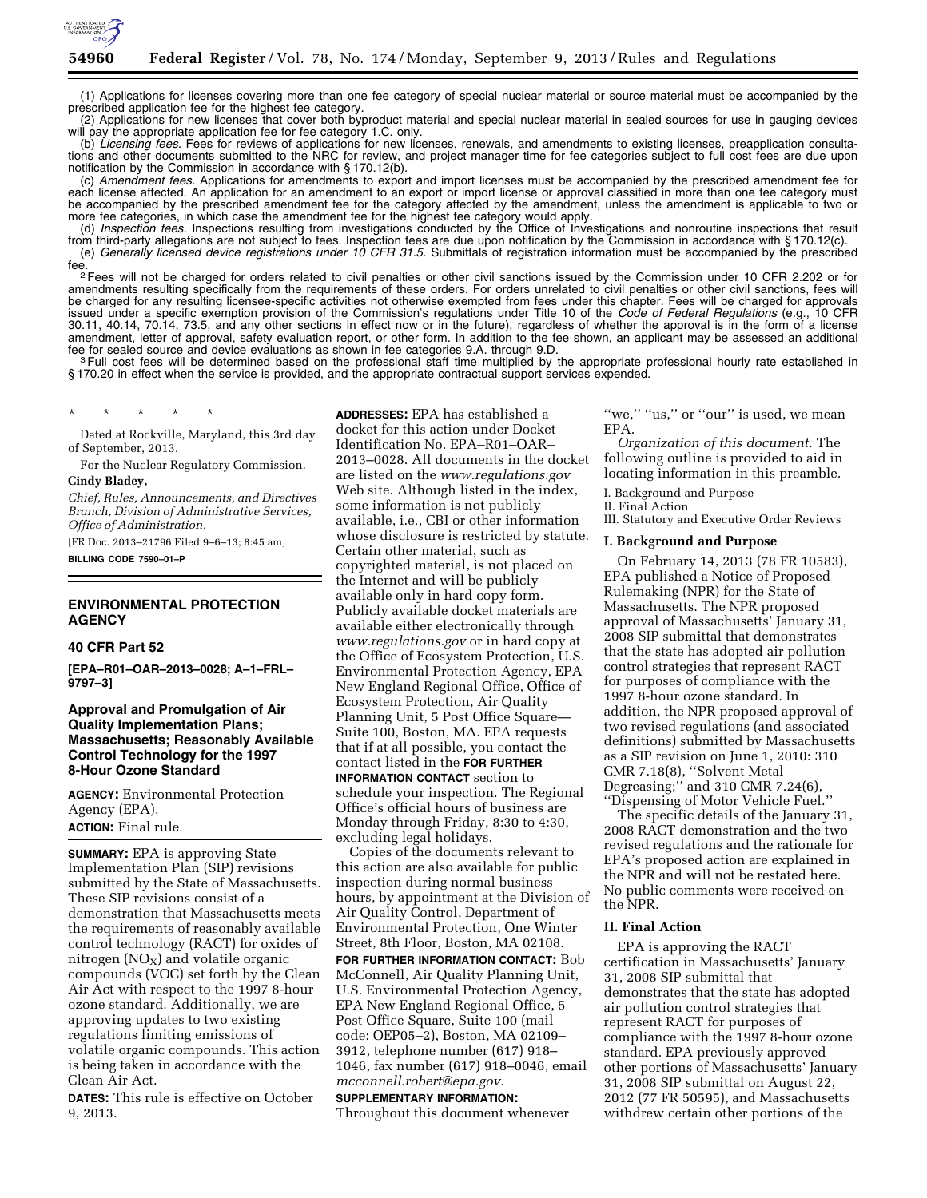(1) Applications for licenses covering more than one fee category of special nuclear material or source material must be accompanied by the prescribed application fee for the highest fee category.

(2) Applications for new licenses that cover both byproduct material and special nuclear material in sealed sources for use in gauging devices will pay the appropriate application fee for fee category 1.C. only.

(b) *Licensing fees.* Fees for reviews of applications for new licenses, renewals, and amendments to existing licenses, preapplication consultations and other documents submitted to the NRC for review, and project manager time for fee categories subject to full cost fees are due upon notification by the Commission in accordance with § 170.12(b).

(c) *Amendment fees.* Applications for amendments to export and import licenses must be accompanied by the prescribed amendment fee for each license affected. An application for an amendment to an export or import license or approval classified in more than one fee category must be accompanied by the prescribed amendment fee for the category affected by the amendment, unless the amendment is applicable to two or more fee categories, in which case the amendment fee for the highest fee category would apply.

(d) *Inspection fees.* Inspections resulting from investigations conducted by the Office of Investigations and nonroutine inspections that result from third-party allegations are not subject to fees. Inspection fees are due upon notification by the Commission in accordance with § 170.12(c).

(e) *Generally licensed device registrations under 10 CFR 31.5.* Submittals of registration information must be accompanied by the prescribed fee.

[2] Fees will not be charged for orders related to civil penalties or other civil sanctions issued by the Commission under 10 CFR 2.202 or for amendments resulting specifically from the requirements of these orders. For orders unrelated to civil penalties or other civil sanctions, fees will be charged for any resulting licensee-specific activities not otherwise exempted from fees under this chapter. Fees will be charged for approvals issued under a specific exemption provision of the Commission's regulations under Title 10 of the *Code of Federal Regulations* (e.g., 10 CFR 30.11, 40.14, 70.14, 73.5, and any other sections in effect now or in the future), regardless of whether the approval is in the form of a license amendment, letter of approval, safety evaluation report, or other form. In addition to the fee shown, an applicant may be assessed an additional fee for sealed source and device evaluations as shown in fee categories 9.A. through 9.D.

[3] Full cost fees will be determined based on the professional staff time multiplied by the appropriate professional hourly rate established in § 170.20 in effect when the service is provided, and the appropriate contractual support services expended.

\* \* \* \* \*

Dated at Rockville, Maryland, this 3rd day of September, 2013.

For the Nuclear Regulatory Commission.

**Cindy Bladey,**

*Chief, Rules, Announcements, and Directives Branch, Division of Administrative Services, Office of Administration.*

[FR Doc. 2013–21796 Filed 9–6–13; 8:45 am]

**BILLING CODE 7590–01–P**

## ENVIRONMENTAL PROTECTION AGENCY

### 40 CFR Part 52

**[EPA–R01–OAR–2013–0028; A–1–FRL–9797–3]**

### Approval and Promulgation of Air Quality Implementation Plans; Massachusetts; Reasonably Available Control Technology for the 1997 8-Hour Ozone Standard

**AGENCY:** Environmental Protection Agency (EPA).

**ACTION:** Final rule.

**SUMMARY:** EPA is approving State Implementation Plan (SIP) revisions submitted by the State of Massachusetts. These SIP revisions consist of a demonstration that Massachusetts meets the requirements of reasonably available control technology (RACT) for oxides of nitrogen ($NO_X$) and volatile organic compounds (VOC) set forth by the Clean Air Act with respect to the 1997 8-hour ozone standard. Additionally, we are approving updates to two existing regulations limiting emissions of volatile organic compounds. This action is being taken in accordance with the Clean Air Act.

**DATES:** This rule is effective on October 9, 2013.

**ADDRESSES:** EPA has established a docket for this action under Docket Identification No. EPA–R01–OAR–2013–0028. All documents in the docket are listed on the *www.regulations.gov* Web site. Although listed in the index, some information is not publicly available, i.e., CBI or other information whose disclosure is restricted by statute. Certain other material, such as copyrighted material, is not placed on the Internet and will be publicly available only in hard copy form. Publicly available docket materials are available either electronically through *www.regulations.gov* or in hard copy at the Office of Ecosystem Protection, U.S. Environmental Protection Agency, EPA New England Regional Office, Office of Ecosystem Protection, Air Quality Planning Unit, 5 Post Office Square—Suite 100, Boston, MA. EPA requests that if at all possible, you contact the contact listed in the **FOR FURTHER INFORMATION CONTACT** section to schedule your inspection. The Regional Office's official hours of business are Monday through Friday, 8:30 to 4:30, excluding legal holidays.

Copies of the documents relevant to this action are also available for public inspection during normal business hours, by appointment at the Division of Air Quality Control, Department of Environmental Protection, One Winter Street, 8th Floor, Boston, MA 02108.

**FOR FURTHER INFORMATION CONTACT:** Bob McConnell, Air Quality Planning Unit, U.S. Environmental Protection Agency, EPA New England Regional Office, 5 Post Office Square, Suite 100 (mail code: OEP05–2), Boston, MA 02109–3912, telephone number (617) 918–1046, fax number (617) 918–0046, email *mcconnell.robert@epa.gov.*

**SUPPLEMENTARY INFORMATION:** Throughout this document whenever "we," "us," or "our" is used, we mean EPA.

*Organization of this document.* The following outline is provided to aid in locating information in this preamble.

I. Background and Purpose
II. Final Action
III. Statutory and Executive Order Reviews

### I. Background and Purpose

On February 14, 2013 (78 FR 10583), EPA published a Notice of Proposed Rulemaking (NPR) for the State of Massachusetts. The NPR proposed approval of Massachusetts' January 31, 2008 SIP submittal that demonstrates that the state has adopted air pollution control strategies that represent RACT for purposes of compliance with the 1997 8-hour ozone standard. In addition, the NPR proposed approval of two revised regulations (and associated definitions) submitted by Massachusetts as a SIP revision on June 1, 2010: 310 CMR 7.18(8), "Solvent Metal Degreasing;" and 310 CMR 7.24(6), "Dispensing of Motor Vehicle Fuel."

The specific details of the January 31, 2008 RACT demonstration and the two revised regulations and the rationale for EPA's proposed action are explained in the NPR and will not be restated here. No public comments were received on the NPR.

### II. Final Action

EPA is approving the RACT certification in Massachusetts' January 31, 2008 SIP submittal that demonstrates that the state has adopted air pollution control strategies that represent RACT for purposes of compliance with the 1997 8-hour ozone standard. EPA previously approved other portions of Massachusetts' January 31, 2008 SIP submittal on August 22, 2012 (77 FR 50595), and Massachusetts withdrew certain other portions of the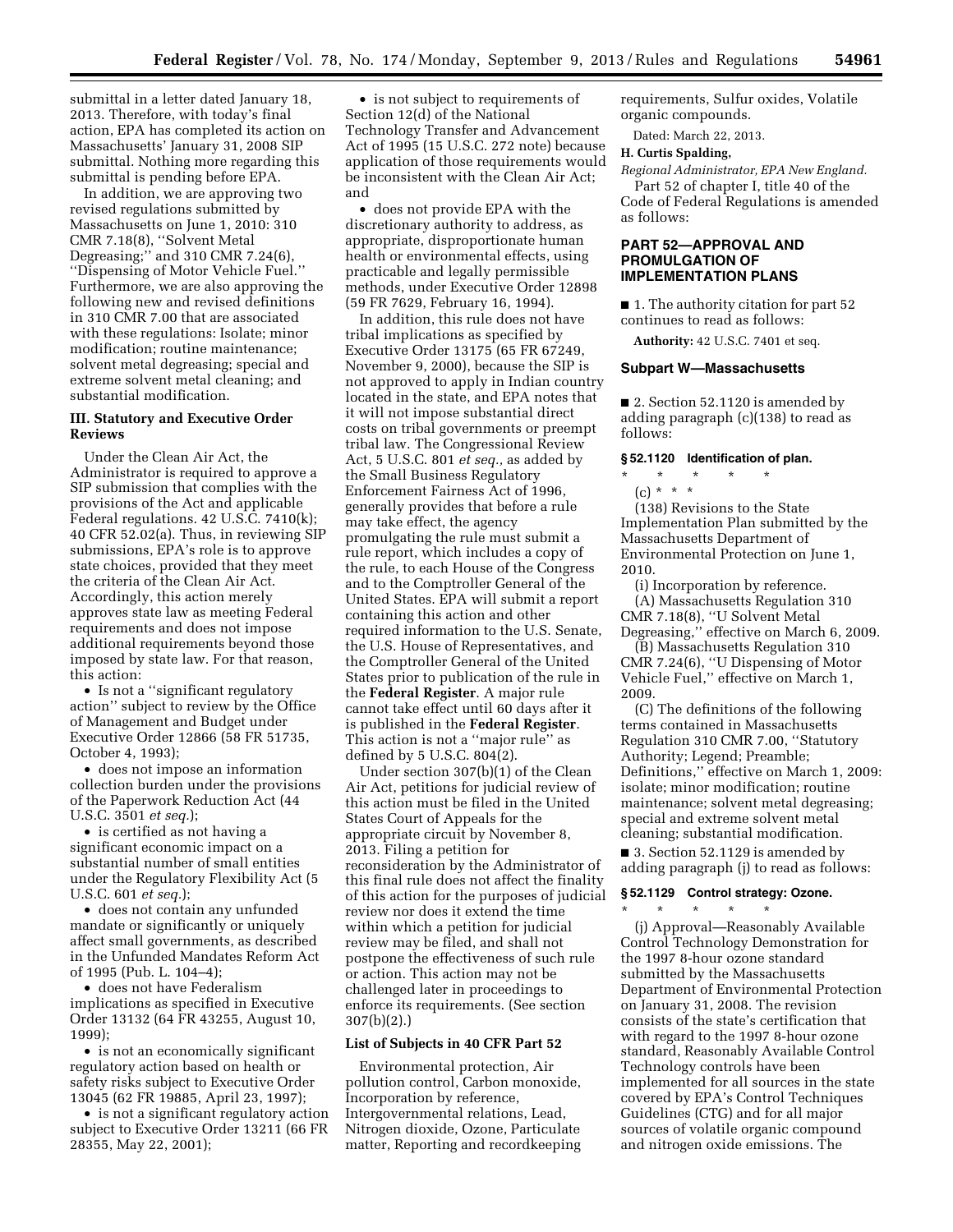submittal in a letter dated January 18, 2013. Therefore, with today's final action, EPA has completed its action on Massachusetts' January 31, 2008 SIP submittal. Nothing more regarding this submittal is pending before EPA.

In addition, we are approving two revised regulations submitted by Massachusetts on June 1, 2010: 310 CMR 7.18(8), ''Solvent Metal Degreasing;'' and 310 CMR 7.24(6), ''Dispensing of Motor Vehicle Fuel.'' Furthermore, we are also approving the following new and revised definitions in 310 CMR 7.00 that are associated with these regulations: Isolate; minor modification; routine maintenance; solvent metal degreasing; special and extreme solvent metal cleaning; and substantial modification.

### III. Statutory and Executive Order Reviews

Under the Clean Air Act, the Administrator is required to approve a SIP submission that complies with the provisions of the Act and applicable Federal regulations. 42 U.S.C. 7410(k); 40 CFR 52.02(a). Thus, in reviewing SIP submissions, EPA's role is to approve state choices, provided that they meet the criteria of the Clean Air Act. Accordingly, this action merely approves state law as meeting Federal requirements and does not impose additional requirements beyond those imposed by state law. For that reason, this action:

- Is not a ''significant regulatory action'' subject to review by the Office of Management and Budget under Executive Order 12866 (58 FR 51735, October 4, 1993);
- does not impose an information collection burden under the provisions of the Paperwork Reduction Act (44 U.S.C. 3501 *et seq.*);
- is certified as not having a significant economic impact on a substantial number of small entities under the Regulatory Flexibility Act (5 U.S.C. 601 *et seq.*);
- does not contain any unfunded mandate or significantly or uniquely affect small governments, as described in the Unfunded Mandates Reform Act of 1995 (Pub. L. 104–4);
- does not have Federalism implications as specified in Executive Order 13132 (64 FR 43255, August 10, 1999);
- is not an economically significant regulatory action based on health or safety risks subject to Executive Order 13045 (62 FR 19885, April 23, 1997);
- is not a significant regulatory action subject to Executive Order 13211 (66 FR 28355, May 22, 2001);
- is not subject to requirements of Section 12(d) of the National Technology Transfer and Advancement Act of 1995 (15 U.S.C. 272 note) because application of those requirements would be inconsistent with the Clean Air Act; and
- does not provide EPA with the discretionary authority to address, as appropriate, disproportionate human health or environmental effects, using practicable and legally permissible methods, under Executive Order 12898 (59 FR 7629, February 16, 1994).

In addition, this rule does not have tribal implications as specified by Executive Order 13175 (65 FR 67249, November 9, 2000), because the SIP is not approved to apply in Indian country located in the state, and EPA notes that it will not impose substantial direct costs on tribal governments or preempt tribal law. The Congressional Review Act, 5 U.S.C. 801 *et seq.,* as added by the Small Business Regulatory Enforcement Fairness Act of 1996, generally provides that before a rule may take effect, the agency promulgating the rule must submit a rule report, which includes a copy of the rule, to each House of the Congress and to the Comptroller General of the United States. EPA will submit a report containing this action and other required information to the U.S. Senate, the U.S. House of Representatives, and the Comptroller General of the United States prior to publication of the rule in the **Federal Register**. A major rule cannot take effect until 60 days after it is published in the **Federal Register**. This action is not a ''major rule'' as defined by 5 U.S.C. 804(2).

Under section 307(b)(1) of the Clean Air Act, petitions for judicial review of this action must be filed in the United States Court of Appeals for the appropriate circuit by November 8, 2013. Filing a petition for reconsideration by the Administrator of this final rule does not affect the finality of this action for the purposes of judicial review nor does it extend the time within which a petition for judicial review may be filed, and shall not postpone the effectiveness of such rule or action. This action may not be challenged later in proceedings to enforce its requirements. (See section 307(b)(2).)

### List of Subjects in 40 CFR Part 52

Environmental protection, Air pollution control, Carbon monoxide, Incorporation by reference, Intergovernmental relations, Lead, Nitrogen dioxide, Ozone, Particulate matter, Reporting and recordkeeping requirements, Sulfur oxides, Volatile organic compounds.

Dated: March 22, 2013.

**H. Curtis Spalding,**

*Regional Administrator, EPA New England.*

Part 52 of chapter I, title 40 of the Code of Federal Regulations is amended as follows:

## PART 52—APPROVAL AND PROMULGATION OF IMPLEMENTATION PLANS

■ 1. The authority citation for part 52 continues to read as follows:

**Authority:** 42 U.S.C. 7401 et seq.

### Subpart W—Massachusetts

■ 2. Section 52.1120 is amended by adding paragraph (c)(138) to read as follows:

#### § 52.1120 Identification of plan.

\* \* \* \* \*

(c) \* \* \*

(138) Revisions to the State Implementation Plan submitted by the Massachusetts Department of Environmental Protection on June 1, 2010.

(i) Incorporation by reference.

(A) Massachusetts Regulation 310 CMR 7.18(8), ''U Solvent Metal Degreasing,'' effective on March 6, 2009.

(B) Massachusetts Regulation 310 CMR 7.24(6), ''U Dispensing of Motor Vehicle Fuel,'' effective on March 1, 2009.

(C) The definitions of the following terms contained in Massachusetts Regulation 310 CMR 7.00, ''Statutory Authority; Legend; Preamble; Definitions,'' effective on March 1, 2009: isolate; minor modification; routine maintenance; solvent metal degreasing; special and extreme solvent metal cleaning; substantial modification.

■ 3. Section 52.1129 is amended by adding paragraph (j) to read as follows:

#### § 52.1129 Control strategy: Ozone.

\* \* \* \* \*

(j) Approval—Reasonably Available Control Technology Demonstration for the 1997 8-hour ozone standard submitted by the Massachusetts Department of Environmental Protection on January 31, 2008. The revision consists of the state's certification that with regard to the 1997 8-hour ozone standard, Reasonably Available Control Technology controls have been implemented for all sources in the state covered by EPA's Control Techniques Guidelines (CTG) and for all major sources of volatile organic compound and nitrogen oxide emissions. The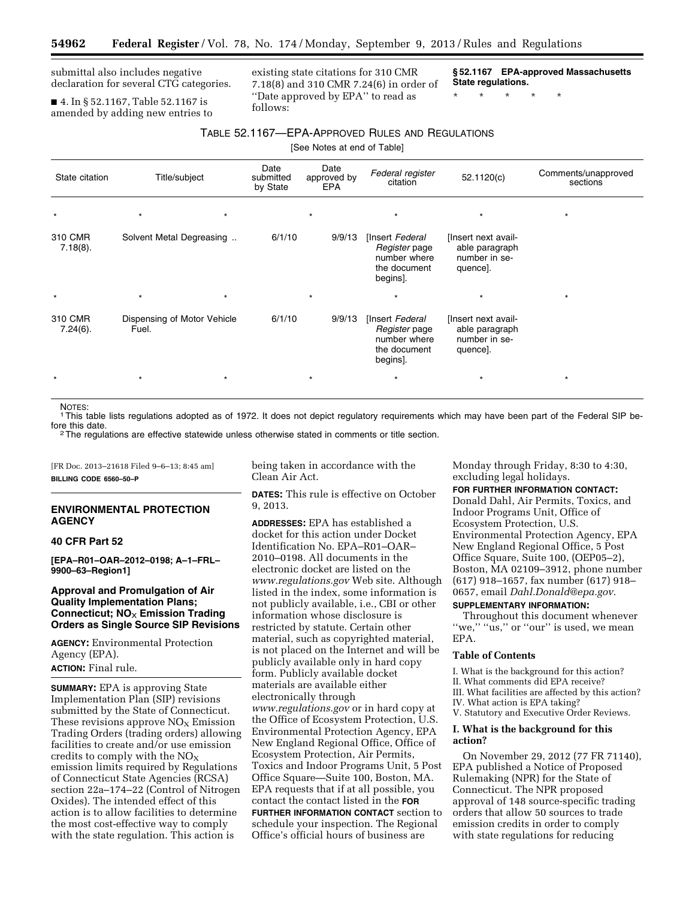submittal also includes negative declaration for several CTG categories.

■ 4. In § 52.1167, Table 52.1167 is amended by adding new entries to existing state citations for 310 CMR 7.18(8) and 310 CMR 7.24(6) in order of ''Date approved by EPA'' to read as follows:

**§ 52.1167 EPA-approved Massachusetts State regulations.**

\* \* \* \* \*

TABLE 52.1167—EPA-APPROVED RULES AND REGULATIONS

[See Notes at end of Table]

| State citation | Title/subject | Date submitted by State | Date approved by EPA | *Federal register* citation | 52.1120(c) | Comments/unapproved sections |
|---|---|---|---|---|---|---|
| \* | \* | | \* | \* | \* | \* |
| 310 CMR 7.18(8). | Solvent Metal Degreasing .. | 6/1/10 | 9/9/13 | [Insert *Federal Register* page number where the document begins]. | [Insert next available paragraph number in sequence]. | |
| \* | \* | | \* | \* | \* | \* |
| 310 CMR 7.24(6). | Dispensing of Motor Vehicle Fuel. | 6/1/10 | 9/9/13 | [Insert *Federal Register* page number where the document begins]. | [Insert next available paragraph number in sequence]. | |
| \* | \* | | \* | \* | \* | \* |

NOTES:

[1] This table lists regulations adopted as of 1972. It does not depict regulatory requirements which may have been part of the Federal SIP before this date.

[2] The regulations are effective statewide unless otherwise stated in comments or title section.

[FR Doc. 2013–21618 Filed 9–6–13; 8:45 am]

**BILLING CODE 6560–50–P**

## ENVIRONMENTAL PROTECTION AGENCY

### 40 CFR Part 52

**[EPA–R01–OAR–2012–0198; A–1–FRL–9900–63–Region1]**

### Approval and Promulgation of Air Quality Implementation Plans; Connecticut; $NO_X$ Emission Trading Orders as Single Source SIP Revisions

**AGENCY:** Environmental Protection Agency (EPA).

**ACTION:** Final rule.

**SUMMARY:** EPA is approving State Implementation Plan (SIP) revisions submitted by the State of Connecticut. These revisions approve $NO_X$ Emission Trading Orders (trading orders) allowing facilities to create and/or use emission credits to comply with the $NO_X$ emission limits required by Regulations of Connecticut State Agencies (RCSA) section 22a–174–22 (Control of Nitrogen Oxides). The intended effect of this action is to allow facilities to determine the most cost-effective way to comply with the state regulation. This action is being taken in accordance with the Clean Air Act.

**DATES:** This rule is effective on October 9, 2013.

**ADDRESSES:** EPA has established a docket for this action under Docket Identification No. EPA–R01–OAR–2010–0198. All documents in the electronic docket are listed on the *www.regulations.gov* Web site. Although listed in the index, some information is not publicly available, i.e., CBI or other information whose disclosure is restricted by statute. Certain other material, such as copyrighted material, is not placed on the Internet and will be publicly available only in hard copy form. Publicly available docket materials are available either electronically through *www.regulations.gov* or in hard copy at the Office of Ecosystem Protection, U.S. Environmental Protection Agency, EPA New England Regional Office, Office of Ecosystem Protection, Air Permits, Toxics and Indoor Programs Unit, 5 Post Office Square—Suite 100, Boston, MA. EPA requests that if at all possible, you contact the contact listed in the **FOR FURTHER INFORMATION CONTACT** section to schedule your inspection. The Regional Office's official hours of business are Monday through Friday, 8:30 to 4:30, excluding legal holidays.

**FOR FURTHER INFORMATION CONTACT:** Donald Dahl, Air Permits, Toxics, and Indoor Programs Unit, Office of Ecosystem Protection, U.S. Environmental Protection Agency, EPA New England Regional Office, 5 Post Office Square, Suite 100, (OEP05–2), Boston, MA 02109–3912, phone number (617) 918–1657, fax number (617) 918–0657, email *Dahl.Donald@epa.gov.*

**SUPPLEMENTARY INFORMATION:**

Throughout this document whenever ''we,'' ''us,'' or ''our'' is used, we mean EPA.

### Table of Contents

I. What is the background for this action?
II. What comments did EPA receive?
III. What facilities are affected by this action?
IV. What action is EPA taking?
V. Statutory and Executive Order Reviews.

### I. What is the background for this action?

On November 29, 2012 (77 FR 71140), EPA published a Notice of Proposed Rulemaking (NPR) for the State of Connecticut. The NPR proposed approval of 148 source-specific trading orders that allow 50 sources to trade emission credits in order to comply with state regulations for reducing